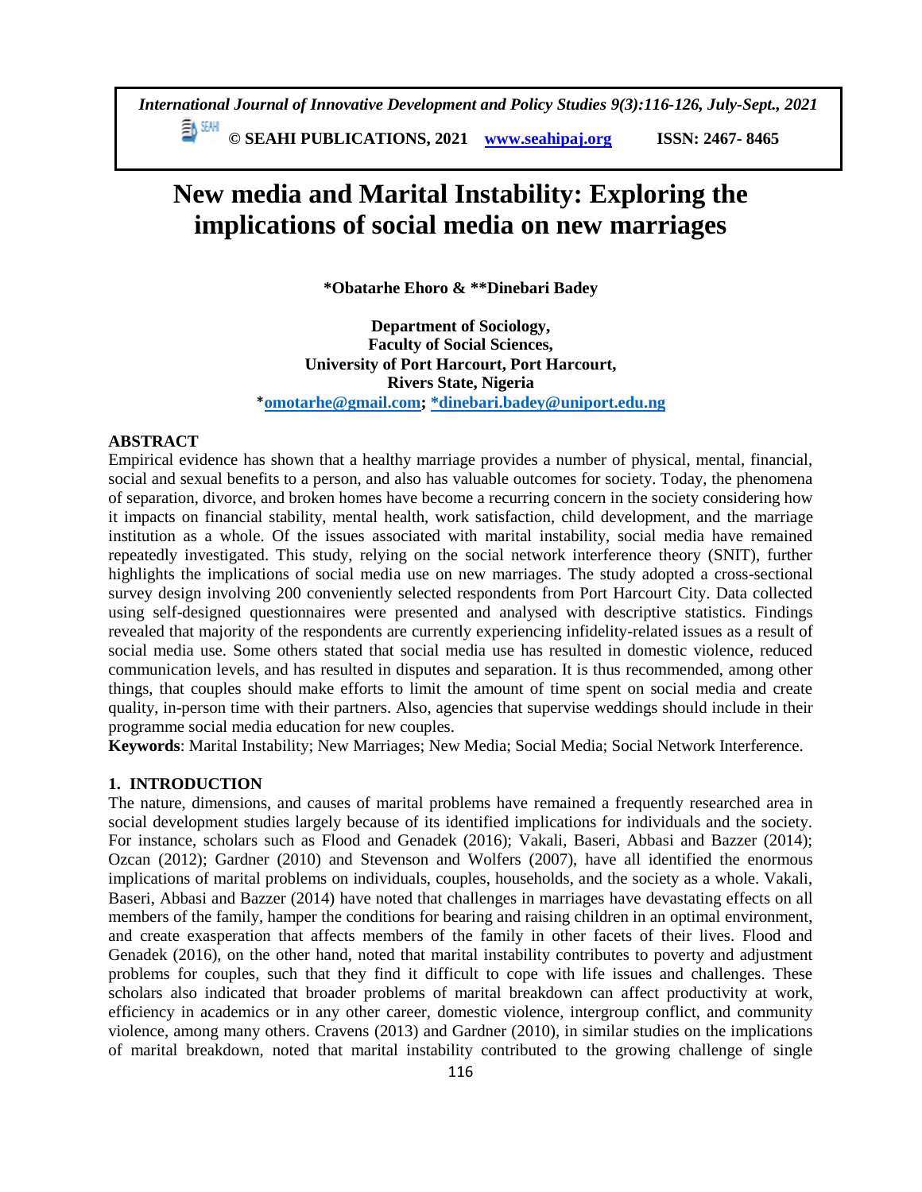# New media and Marital Instability: Exploring the implications of social media on new marriages

**\*Obatarhe Ehoro & \*\*Dinebari Badey**

**Department of Sociology,**
**Faculty of Social Sciences,**
**University of Port Harcourt, Port Harcourt,**
**Rivers State, Nigeria**
\*omotarhe@gmail.com; \*dinebari.badey@uniport.edu.ng

## ABSTRACT

Empirical evidence has shown that a healthy marriage provides a number of physical, mental, financial, social and sexual benefits to a person, and also has valuable outcomes for society. Today, the phenomena of separation, divorce, and broken homes have become a recurring concern in the society considering how it impacts on financial stability, mental health, work satisfaction, child development, and the marriage institution as a whole. Of the issues associated with marital instability, social media have remained repeatedly investigated. This study, relying on the social network interference theory (SNIT), further highlights the implications of social media use on new marriages. The study adopted a cross-sectional survey design involving 200 conveniently selected respondents from Port Harcourt City. Data collected using self-designed questionnaires were presented and analysed with descriptive statistics. Findings revealed that majority of the respondents are currently experiencing infidelity-related issues as a result of social media use. Some others stated that social media use has resulted in domestic violence, reduced communication levels, and has resulted in disputes and separation. It is thus recommended, among other things, that couples should make efforts to limit the amount of time spent on social media and create quality, in-person time with their partners. Also, agencies that supervise weddings should include in their programme social media education for new couples.

**Keywords**: Marital Instability; New Marriages; New Media; Social Media; Social Network Interference.

## 1. INTRODUCTION

The nature, dimensions, and causes of marital problems have remained a frequently researched area in social development studies largely because of its identified implications for individuals and the society. For instance, scholars such as Flood and Genadek (2016); Vakali, Baseri, Abbasi and Bazzer (2014); Ozcan (2012); Gardner (2010) and Stevenson and Wolfers (2007), have all identified the enormous implications of marital problems on individuals, couples, households, and the society as a whole. Vakali, Baseri, Abbasi and Bazzer (2014) have noted that challenges in marriages have devastating effects on all members of the family, hamper the conditions for bearing and raising children in an optimal environment, and create exasperation that affects members of the family in other facets of their lives. Flood and Genadek (2016), on the other hand, noted that marital instability contributes to poverty and adjustment problems for couples, such that they find it difficult to cope with life issues and challenges. These scholars also indicated that broader problems of marital breakdown can affect productivity at work, efficiency in academics or in any other career, domestic violence, intergroup conflict, and community violence, among many others. Cravens (2013) and Gardner (2010), in similar studies on the implications of marital breakdown, noted that marital instability contributed to the growing challenge of single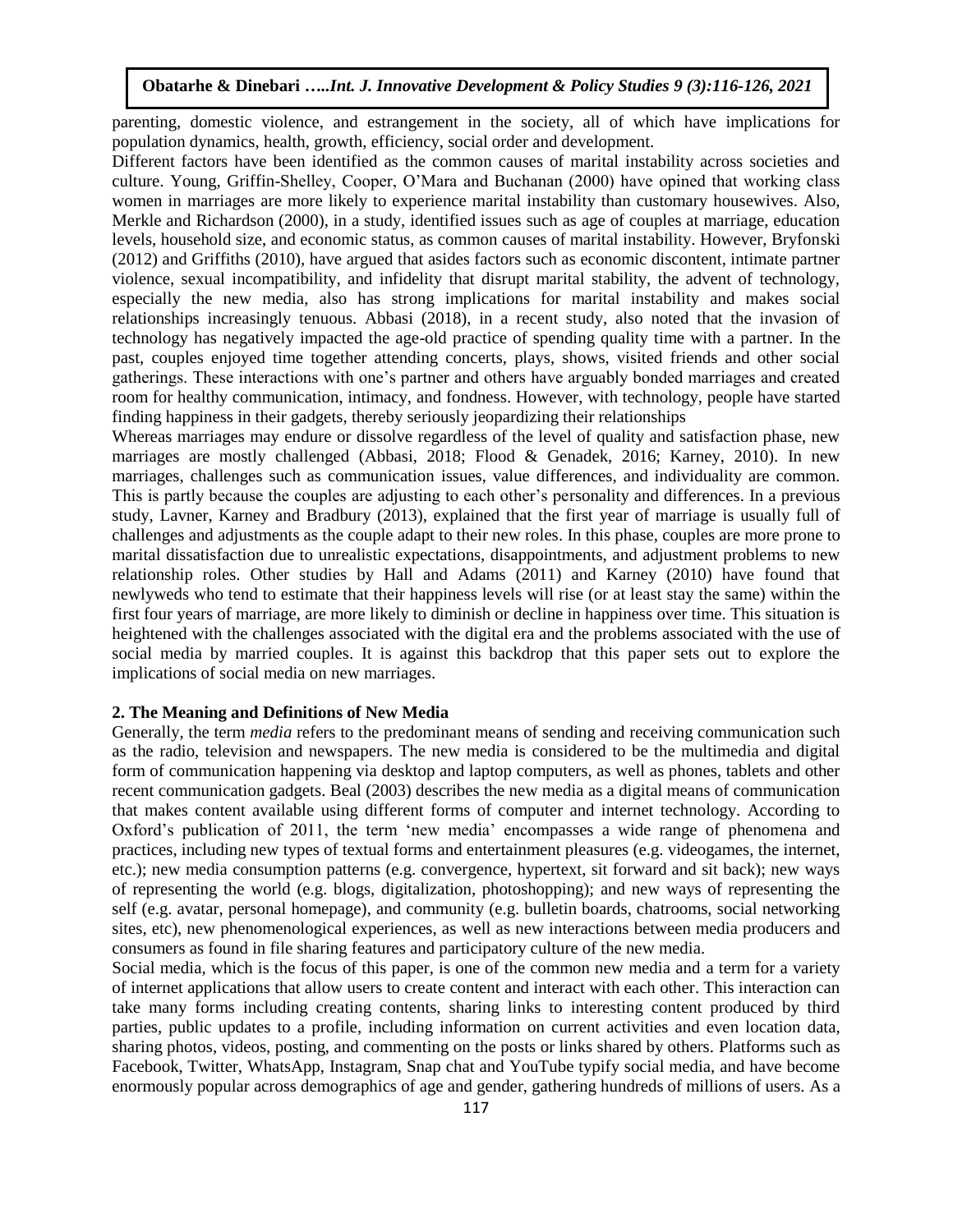parenting, domestic violence, and estrangement in the society, all of which have implications for population dynamics, health, growth, efficiency, social order and development.

Different factors have been identified as the common causes of marital instability across societies and culture. Young, Griffin-Shelley, Cooper, O'Mara and Buchanan (2000) have opined that working class women in marriages are more likely to experience marital instability than customary housewives. Also, Merkle and Richardson (2000), in a study, identified issues such as age of couples at marriage, education levels, household size, and economic status, as common causes of marital instability. However, Bryfonski (2012) and Griffiths (2010), have argued that asides factors such as economic discontent, intimate partner violence, sexual incompatibility, and infidelity that disrupt marital stability, the advent of technology, especially the new media, also has strong implications for marital instability and makes social relationships increasingly tenuous. Abbasi (2018), in a recent study, also noted that the invasion of technology has negatively impacted the age-old practice of spending quality time with a partner. In the past, couples enjoyed time together attending concerts, plays, shows, visited friends and other social gatherings. These interactions with one's partner and others have arguably bonded marriages and created room for healthy communication, intimacy, and fondness. However, with technology, people have started finding happiness in their gadgets, thereby seriously jeopardizing their relationships

Whereas marriages may endure or dissolve regardless of the level of quality and satisfaction phase, new marriages are mostly challenged (Abbasi, 2018; Flood & Genadek, 2016; Karney, 2010). In new marriages, challenges such as communication issues, value differences, and individuality are common. This is partly because the couples are adjusting to each other's personality and differences. In a previous study, Lavner, Karney and Bradbury (2013), explained that the first year of marriage is usually full of challenges and adjustments as the couple adapt to their new roles. In this phase, couples are more prone to marital dissatisfaction due to unrealistic expectations, disappointments, and adjustment problems to new relationship roles. Other studies by Hall and Adams (2011) and Karney (2010) have found that newlyweds who tend to estimate that their happiness levels will rise (or at least stay the same) within the first four years of marriage, are more likely to diminish or decline in happiness over time. This situation is heightened with the challenges associated with the digital era and the problems associated with the use of social media by married couples. It is against this backdrop that this paper sets out to explore the implications of social media on new marriages.

## 2. The Meaning and Definitions of New Media

Generally, the term *media* refers to the predominant means of sending and receiving communication such as the radio, television and newspapers. The new media is considered to be the multimedia and digital form of communication happening via desktop and laptop computers, as well as phones, tablets and other recent communication gadgets. Beal (2003) describes the new media as a digital means of communication that makes content available using different forms of computer and internet technology. According to Oxford's publication of 2011, the term 'new media' encompasses a wide range of phenomena and practices, including new types of textual forms and entertainment pleasures (e.g. videogames, the internet, etc.); new media consumption patterns (e.g. convergence, hypertext, sit forward and sit back); new ways of representing the world (e.g. blogs, digitalization, photoshopping); and new ways of representing the self (e.g. avatar, personal homepage), and community (e.g. bulletin boards, chatrooms, social networking sites, etc), new phenomenological experiences, as well as new interactions between media producers and consumers as found in file sharing features and participatory culture of the new media.

Social media, which is the focus of this paper, is one of the common new media and a term for a variety of internet applications that allow users to create content and interact with each other. This interaction can take many forms including creating contents, sharing links to interesting content produced by third parties, public updates to a profile, including information on current activities and even location data, sharing photos, videos, posting, and commenting on the posts or links shared by others. Platforms such as Facebook, Twitter, WhatsApp, Instagram, Snap chat and YouTube typify social media, and have become enormously popular across demographics of age and gender, gathering hundreds of millions of users. As a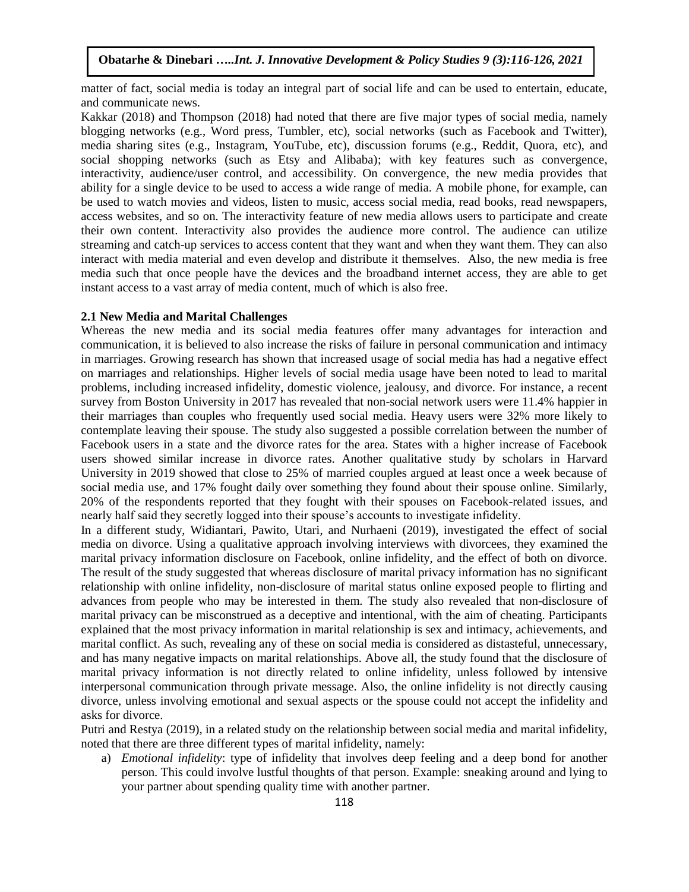matter of fact, social media is today an integral part of social life and can be used to entertain, educate, and communicate news.

Kakkar (2018) and Thompson (2018) had noted that there are five major types of social media, namely blogging networks (e.g., Word press, Tumbler, etc), social networks (such as Facebook and Twitter), media sharing sites (e.g., Instagram, YouTube, etc), discussion forums (e.g., Reddit, Quora, etc), and social shopping networks (such as Etsy and Alibaba); with key features such as convergence, interactivity, audience/user control, and accessibility. On convergence, the new media provides that ability for a single device to be used to access a wide range of media. A mobile phone, for example, can be used to watch movies and videos, listen to music, access social media, read books, read newspapers, access websites, and so on. The interactivity feature of new media allows users to participate and create their own content. Interactivity also provides the audience more control. The audience can utilize streaming and catch-up services to access content that they want and when they want them. They can also interact with media material and even develop and distribute it themselves. Also, the new media is free media such that once people have the devices and the broadband internet access, they are able to get instant access to a vast array of media content, much of which is also free.

## 2.1 New Media and Marital Challenges

Whereas the new media and its social media features offer many advantages for interaction and communication, it is believed to also increase the risks of failure in personal communication and intimacy in marriages. Growing research has shown that increased usage of social media has had a negative effect on marriages and relationships. Higher levels of social media usage have been noted to lead to marital problems, including increased infidelity, domestic violence, jealousy, and divorce. For instance, a recent survey from Boston University in 2017 has revealed that non-social network users were 11.4% happier in their marriages than couples who frequently used social media. Heavy users were 32% more likely to contemplate leaving their spouse. The study also suggested a possible correlation between the number of Facebook users in a state and the divorce rates for the area. States with a higher increase of Facebook users showed similar increase in divorce rates. Another qualitative study by scholars in Harvard University in 2019 showed that close to 25% of married couples argued at least once a week because of social media use, and 17% fought daily over something they found about their spouse online. Similarly, 20% of the respondents reported that they fought with their spouses on Facebook-related issues, and nearly half said they secretly logged into their spouse's accounts to investigate infidelity.

In a different study, Widiantari, Pawito, Utari, and Nurhaeni (2019), investigated the effect of social media on divorce. Using a qualitative approach involving interviews with divorcees, they examined the marital privacy information disclosure on Facebook, online infidelity, and the effect of both on divorce. The result of the study suggested that whereas disclosure of marital privacy information has no significant relationship with online infidelity, non-disclosure of marital status online exposed people to flirting and advances from people who may be interested in them. The study also revealed that non-disclosure of marital privacy can be misconstrued as a deceptive and intentional, with the aim of cheating. Participants explained that the most privacy information in marital relationship is sex and intimacy, achievements, and marital conflict. As such, revealing any of these on social media is considered as distasteful, unnecessary, and has many negative impacts on marital relationships. Above all, the study found that the disclosure of marital privacy information is not directly related to online infidelity, unless followed by intensive interpersonal communication through private message. Also, the online infidelity is not directly causing divorce, unless involving emotional and sexual aspects or the spouse could not accept the infidelity and asks for divorce.

Putri and Restya (2019), in a related study on the relationship between social media and marital infidelity, noted that there are three different types of marital infidelity, namely:

a) *Emotional infidelity*: type of infidelity that involves deep feeling and a deep bond for another person. This could involve lustful thoughts of that person. Example: sneaking around and lying to your partner about spending quality time with another partner.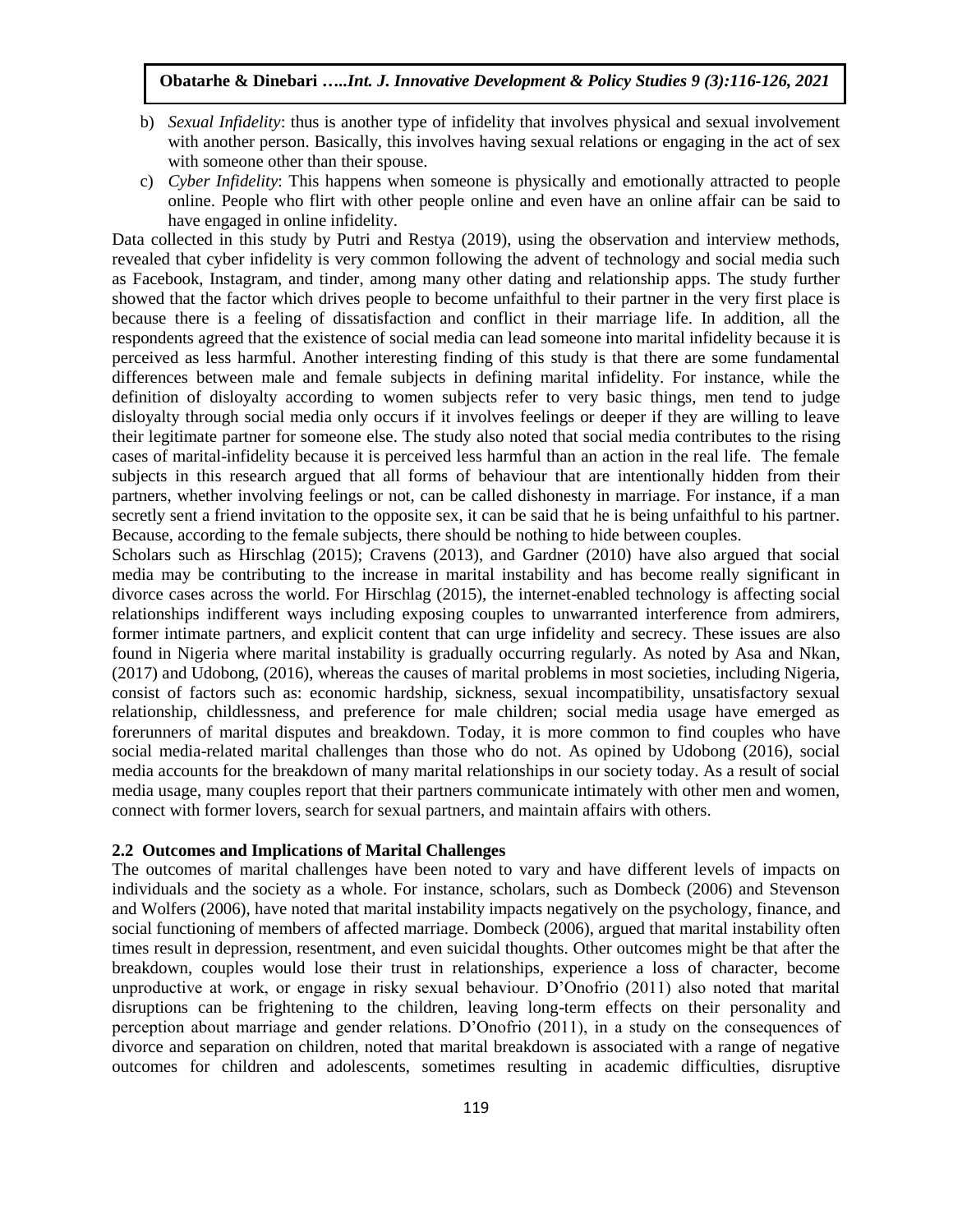b) *Sexual Infidelity*: thus is another type of infidelity that involves physical and sexual involvement with another person. Basically, this involves having sexual relations or engaging in the act of sex with someone other than their spouse.

c) *Cyber Infidelity*: This happens when someone is physically and emotionally attracted to people online. People who flirt with other people online and even have an online affair can be said to have engaged in online infidelity.

Data collected in this study by Putri and Restya (2019), using the observation and interview methods, revealed that cyber infidelity is very common following the advent of technology and social media such as Facebook, Instagram, and tinder, among many other dating and relationship apps. The study further showed that the factor which drives people to become unfaithful to their partner in the very first place is because there is a feeling of dissatisfaction and conflict in their marriage life. In addition, all the respondents agreed that the existence of social media can lead someone into marital infidelity because it is perceived as less harmful. Another interesting finding of this study is that there are some fundamental differences between male and female subjects in defining marital infidelity. For instance, while the definition of disloyalty according to women subjects refer to very basic things, men tend to judge disloyalty through social media only occurs if it involves feelings or deeper if they are willing to leave their legitimate partner for someone else. The study also noted that social media contributes to the rising cases of marital-infidelity because it is perceived less harmful than an action in the real life. The female subjects in this research argued that all forms of behaviour that are intentionally hidden from their partners, whether involving feelings or not, can be called dishonesty in marriage. For instance, if a man secretly sent a friend invitation to the opposite sex, it can be said that he is being unfaithful to his partner. Because, according to the female subjects, there should be nothing to hide between couples.

Scholars such as Hirschlag (2015); Cravens (2013), and Gardner (2010) have also argued that social media may be contributing to the increase in marital instability and has become really significant in divorce cases across the world. For Hirschlag (2015), the internet-enabled technology is affecting social relationships indifferent ways including exposing couples to unwarranted interference from admirers, former intimate partners, and explicit content that can urge infidelity and secrecy. These issues are also found in Nigeria where marital instability is gradually occurring regularly. As noted by Asa and Nkan, (2017) and Udobong, (2016), whereas the causes of marital problems in most societies, including Nigeria, consist of factors such as: economic hardship, sickness, sexual incompatibility, unsatisfactory sexual relationship, childlessness, and preference for male children; social media usage have emerged as forerunners of marital disputes and breakdown. Today, it is more common to find couples who have social media-related marital challenges than those who do not. As opined by Udobong (2016), social media accounts for the breakdown of many marital relationships in our society today. As a result of social media usage, many couples report that their partners communicate intimately with other men and women, connect with former lovers, search for sexual partners, and maintain affairs with others.

## 2.2 Outcomes and Implications of Marital Challenges

The outcomes of marital challenges have been noted to vary and have different levels of impacts on individuals and the society as a whole. For instance, scholars, such as Dombeck (2006) and Stevenson and Wolfers (2006), have noted that marital instability impacts negatively on the psychology, finance, and social functioning of members of affected marriage. Dombeck (2006), argued that marital instability often times result in depression, resentment, and even suicidal thoughts. Other outcomes might be that after the breakdown, couples would lose their trust in relationships, experience a loss of character, become unproductive at work, or engage in risky sexual behaviour. D'Onofrio (2011) also noted that marital disruptions can be frightening to the children, leaving long-term effects on their personality and perception about marriage and gender relations. D'Onofrio (2011), in a study on the consequences of divorce and separation on children, noted that marital breakdown is associated with a range of negative outcomes for children and adolescents, sometimes resulting in academic difficulties, disruptive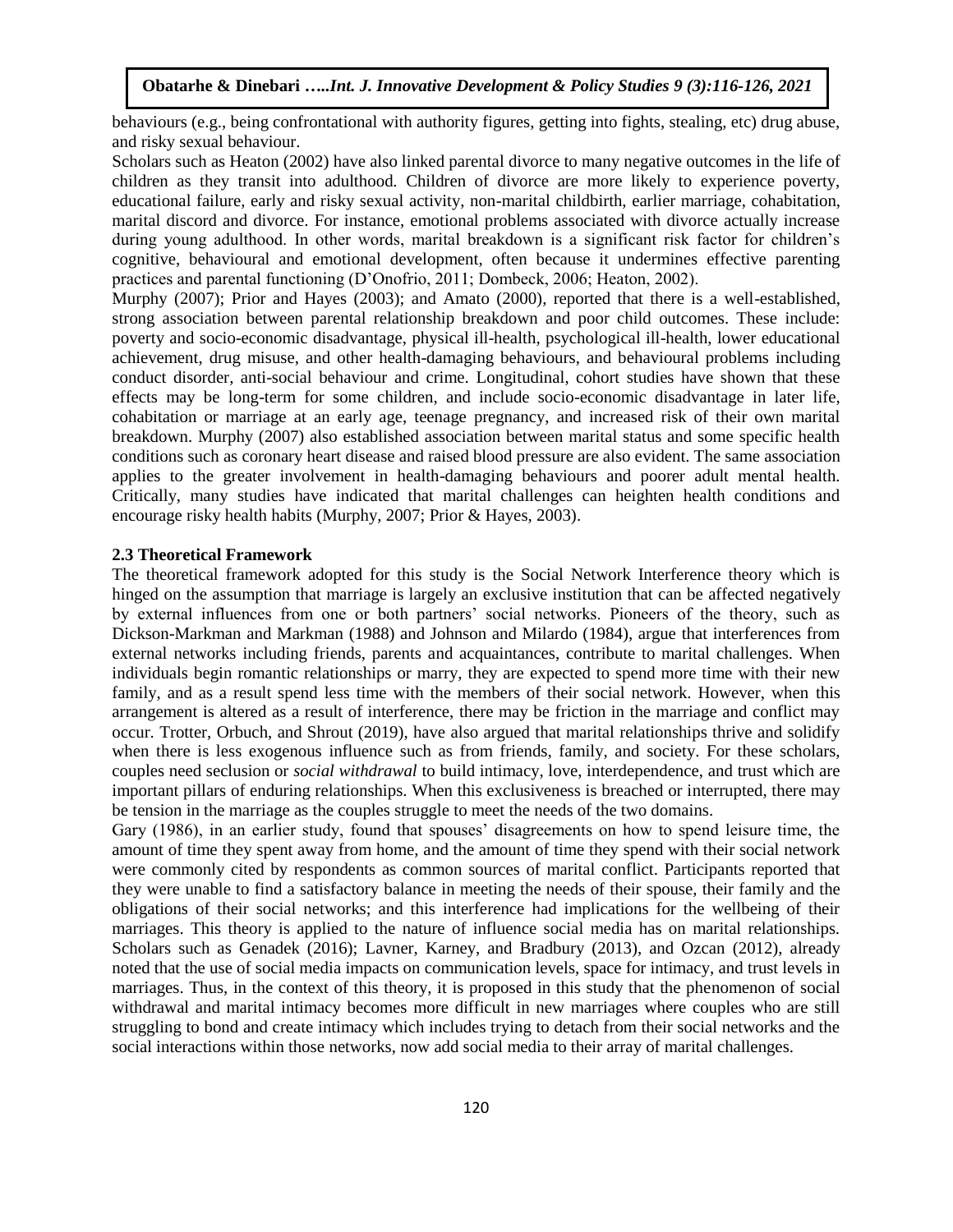behaviours (e.g., being confrontational with authority figures, getting into fights, stealing, etc) drug abuse, and risky sexual behaviour.

Scholars such as Heaton (2002) have also linked parental divorce to many negative outcomes in the life of children as they transit into adulthood. Children of divorce are more likely to experience poverty, educational failure, early and risky sexual activity, non-marital childbirth, earlier marriage, cohabitation, marital discord and divorce. For instance, emotional problems associated with divorce actually increase during young adulthood. In other words, marital breakdown is a significant risk factor for children's cognitive, behavioural and emotional development, often because it undermines effective parenting practices and parental functioning (D'Onofrio, 2011; Dombeck, 2006; Heaton, 2002).

Murphy (2007); Prior and Hayes (2003); and Amato (2000), reported that there is a well-established, strong association between parental relationship breakdown and poor child outcomes. These include: poverty and socio-economic disadvantage, physical ill-health, psychological ill-health, lower educational achievement, drug misuse, and other health-damaging behaviours, and behavioural problems including conduct disorder, anti-social behaviour and crime. Longitudinal, cohort studies have shown that these effects may be long-term for some children, and include socio-economic disadvantage in later life, cohabitation or marriage at an early age, teenage pregnancy, and increased risk of their own marital breakdown. Murphy (2007) also established association between marital status and some specific health conditions such as coronary heart disease and raised blood pressure are also evident. The same association applies to the greater involvement in health-damaging behaviours and poorer adult mental health. Critically, many studies have indicated that marital challenges can heighten health conditions and encourage risky health habits (Murphy, 2007; Prior & Hayes, 2003).

### 2.3 Theoretical Framework

The theoretical framework adopted for this study is the Social Network Interference theory which is hinged on the assumption that marriage is largely an exclusive institution that can be affected negatively by external influences from one or both partners' social networks. Pioneers of the theory, such as Dickson-Markman and Markman (1988) and Johnson and Milardo (1984), argue that interferences from external networks including friends, parents and acquaintances, contribute to marital challenges. When individuals begin romantic relationships or marry, they are expected to spend more time with their new family, and as a result spend less time with the members of their social network. However, when this arrangement is altered as a result of interference, there may be friction in the marriage and conflict may occur. Trotter, Orbuch, and Shrout (2019), have also argued that marital relationships thrive and solidify when there is less exogenous influence such as from friends, family, and society. For these scholars, couples need seclusion or *social withdrawal* to build intimacy, love, interdependence, and trust which are important pillars of enduring relationships. When this exclusiveness is breached or interrupted, there may be tension in the marriage as the couples struggle to meet the needs of the two domains.

Gary (1986), in an earlier study, found that spouses' disagreements on how to spend leisure time, the amount of time they spent away from home, and the amount of time they spend with their social network were commonly cited by respondents as common sources of marital conflict. Participants reported that they were unable to find a satisfactory balance in meeting the needs of their spouse, their family and the obligations of their social networks; and this interference had implications for the wellbeing of their marriages. This theory is applied to the nature of influence social media has on marital relationships. Scholars such as Genadek (2016); Lavner, Karney, and Bradbury (2013), and Ozcan (2012), already noted that the use of social media impacts on communication levels, space for intimacy, and trust levels in marriages. Thus, in the context of this theory, it is proposed in this study that the phenomenon of social withdrawal and marital intimacy becomes more difficult in new marriages where couples who are still struggling to bond and create intimacy which includes trying to detach from their social networks and the social interactions within those networks, now add social media to their array of marital challenges.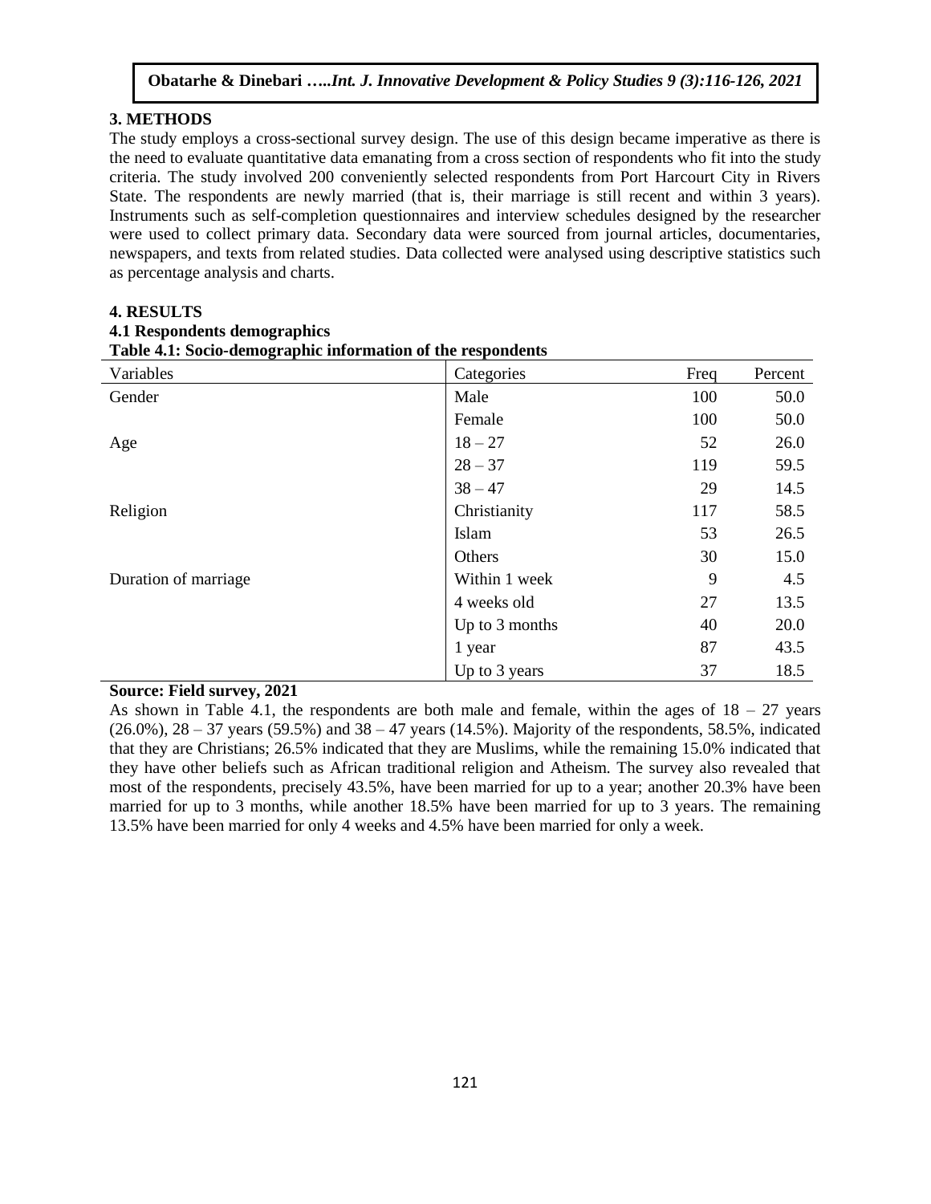## 3. METHODS

The study employs a cross-sectional survey design. The use of this design became imperative as there is the need to evaluate quantitative data emanating from a cross section of respondents who fit into the study criteria. The study involved 200 conveniently selected respondents from Port Harcourt City in Rivers State. The respondents are newly married (that is, their marriage is still recent and within 3 years). Instruments such as self-completion questionnaires and interview schedules designed by the researcher were used to collect primary data. Secondary data were sourced from journal articles, documentaries, newspapers, and texts from related studies. Data collected were analysed using descriptive statistics such as percentage analysis and charts.

## 4. RESULTS

### 4.1 Respondents demographics

**Table 4.1: Socio-demographic information of the respondents**

| Variables | Categories | Freq | Percent |
|---|---|---|---|
| Gender | Male | 100 | 50.0 |
| | Female | 100 | 50.0 |
| Age | 18 – 27 | 52 | 26.0 |
| | 28 – 37 | 119 | 59.5 |
| | 38 – 47 | 29 | 14.5 |
| Religion | Christianity | 117 | 58.5 |
| | Islam | 53 | 26.5 |
| | Others | 30 | 15.0 |
| Duration of marriage | Within 1 week | 9 | 4.5 |
| | 4 weeks old | 27 | 13.5 |
| | Up to 3 months | 40 | 20.0 |
| | 1 year | 87 | 43.5 |
| | Up to 3 years | 37 | 18.5 |

**Source: Field survey, 2021**

As shown in Table 4.1, the respondents are both male and female, within the ages of 18 – 27 years (26.0%), 28 – 37 years (59.5%) and 38 – 47 years (14.5%). Majority of the respondents, 58.5%, indicated that they are Christians; 26.5% indicated that they are Muslims, while the remaining 15.0% indicated that they have other beliefs such as African traditional religion and Atheism. The survey also revealed that most of the respondents, precisely 43.5%, have been married for up to a year; another 20.3% have been married for up to 3 months, while another 18.5% have been married for up to 3 years. The remaining 13.5% have been married for only 4 weeks and 4.5% have been married for only a week.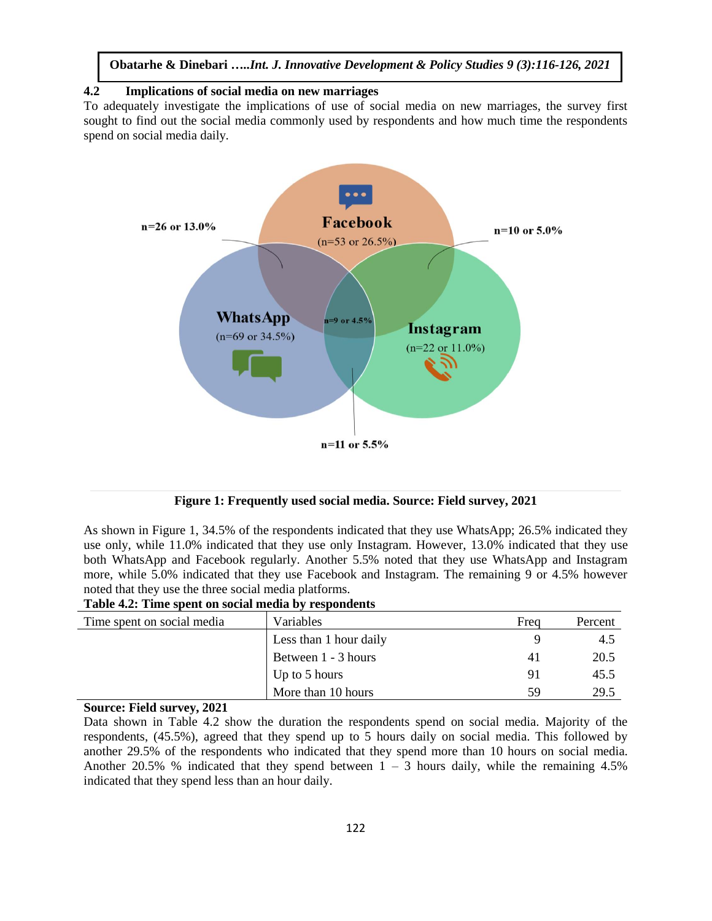### 4.2 Implications of social media on new marriages

To adequately investigate the implications of use of social media on new marriages, the survey first sought to find out the social media commonly used by respondents and how much time the respondents spend on social media daily.

**Figure 1: Frequently used social media. Source: Field survey, 2021**

As shown in Figure 1, 34.5% of the respondents indicated that they use WhatsApp; 26.5% indicated they use only, while 11.0% indicated that they use only Instagram. However, 13.0% indicated that they use both WhatsApp and Facebook regularly. Another 5.5% noted that they use WhatsApp and Instagram more, while 5.0% indicated that they use Facebook and Instagram. The remaining 9 or 4.5% however noted that they use the three social media platforms.

**Table 4.2: Time spent on social media by respondents**

| Time spent on social media | Variables | Freq | Percent |
|---|---|---|---|
| | Less than 1 hour daily | 9 | 4.5 |
| | Between 1 - 3 hours | 41 | 20.5 |
| | Up to 5 hours | 91 | 45.5 |
| | More than 10 hours | 59 | 29.5 |

**Source: Field survey, 2021**

Data shown in Table 4.2 show the duration the respondents spend on social media. Majority of the respondents, (45.5%), agreed that they spend up to 5 hours daily on social media. This followed by another 29.5% of the respondents who indicated that they spend more than 10 hours on social media. Another 20.5% % indicated that they spend between 1 – 3 hours daily, while the remaining 4.5% indicated that they spend less than an hour daily.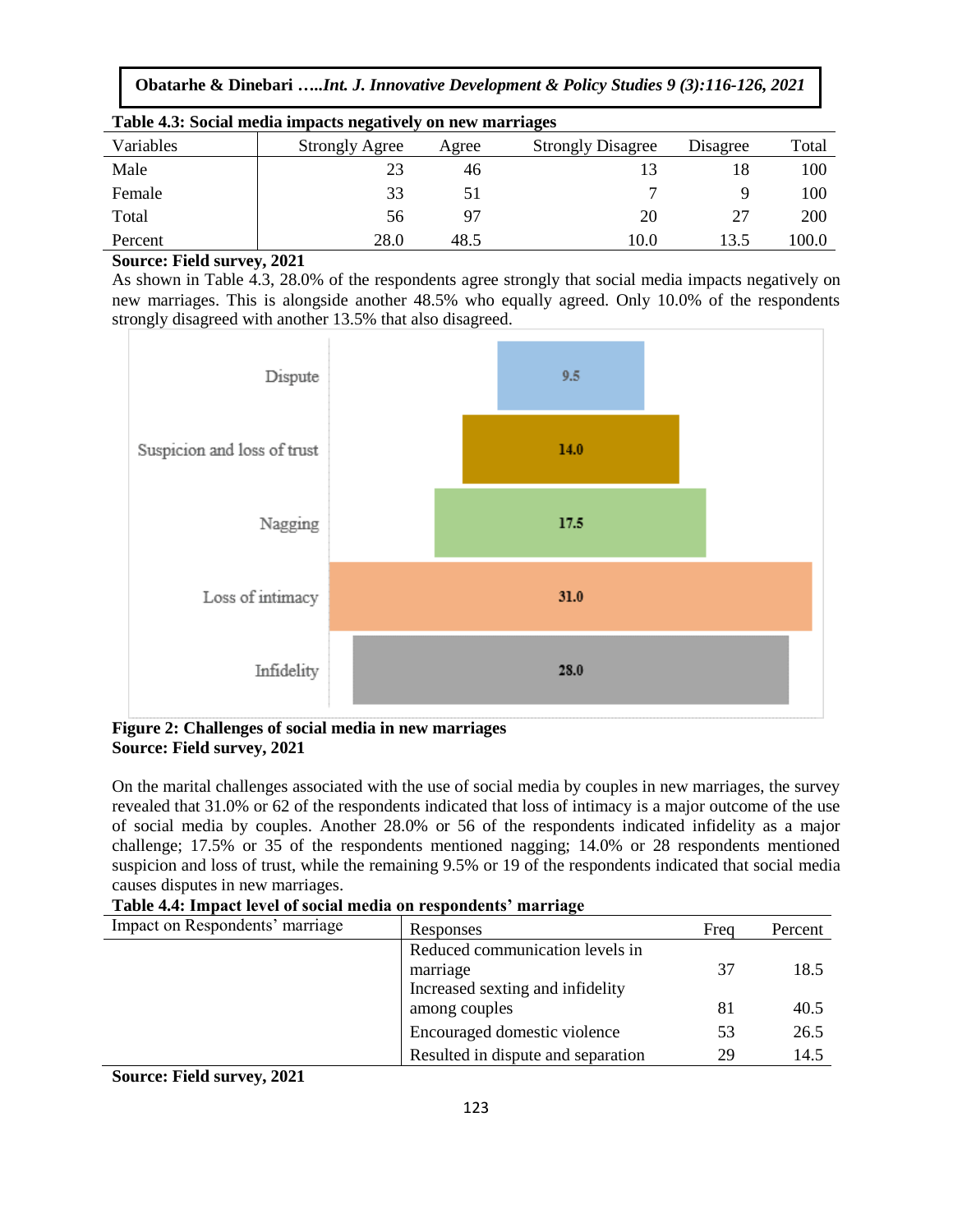**Table 4.3: Social media impacts negatively on new marriages**

| Variables | Strongly Agree | Agree | Strongly Disagree | Disagree | Total |
|---|---|---|---|---|---|
| Male | 23 | 46 | 13 | 18 | 100 |
| Female | 33 | 51 | 7 | 9 | 100 |
| Total | 56 | 97 | 20 | 27 | 200 |
| Percent | 28.0 | 48.5 | 10.0 | 13.5 | 100.0 |

**Source: Field survey, 2021**

As shown in Table 4.3, 28.0% of the respondents agree strongly that social media impacts negatively on new marriages. This is alongside another 48.5% who equally agreed. Only 10.0% of the respondents strongly disagreed with another 13.5% that also disagreed.

| Challenge | Percent |
|---|---|
| Dispute | 9.5 |
| Suspicion and loss of trust | 14.0 |
| Nagging | 17.5 |
| Loss of intimacy | 31.0 |
| Infidelity | 28.0 |

**Figure 2: Challenges of social media in new marriages**
**Source: Field survey, 2021**

On the marital challenges associated with the use of social media by couples in new marriages, the survey revealed that 31.0% or 62 of the respondents indicated that loss of intimacy is a major outcome of the use of social media by couples. Another 28.0% or 56 of the respondents indicated infidelity as a major challenge; 17.5% or 35 of the respondents mentioned nagging; 14.0% or 28 respondents mentioned suspicion and loss of trust, while the remaining 9.5% or 19 of the respondents indicated that social media causes disputes in new marriages.

**Table 4.4: Impact level of social media on respondents' marriage**

| Impact on Respondents' marriage | Responses | Freq | Percent |
|---|---|---|---|
| | Reduced communication levels in marriage | 37 | 18.5 |
| | Increased sexting and infidelity among couples | 81 | 40.5 |
| | Encouraged domestic violence | 53 | 26.5 |
| | Resulted in dispute and separation | 29 | 14.5 |

**Source: Field survey, 2021**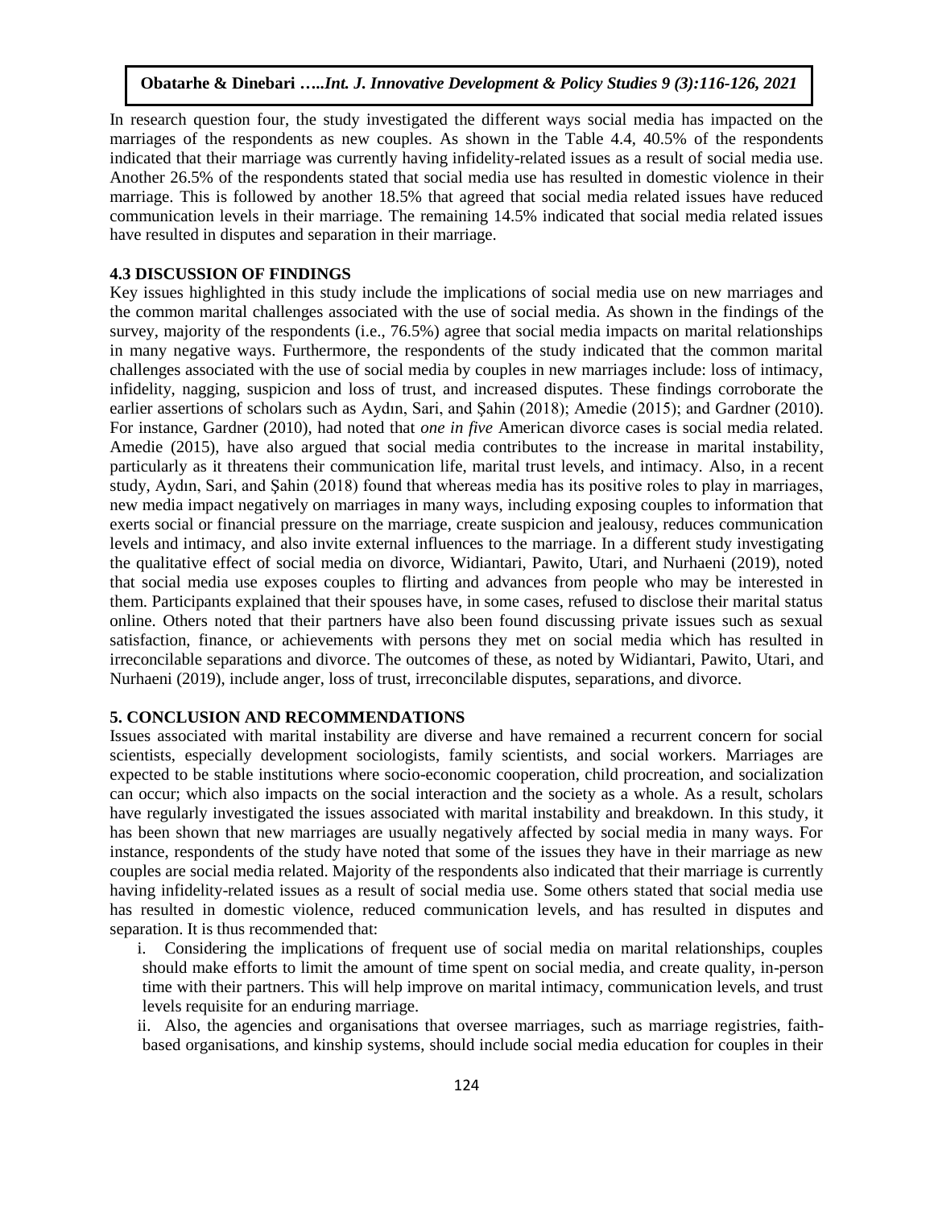In research question four, the study investigated the different ways social media has impacted on the marriages of the respondents as new couples. As shown in the Table 4.4, 40.5% of the respondents indicated that their marriage was currently having infidelity-related issues as a result of social media use. Another 26.5% of the respondents stated that social media use has resulted in domestic violence in their marriage. This is followed by another 18.5% that agreed that social media related issues have reduced communication levels in their marriage. The remaining 14.5% indicated that social media related issues have resulted in disputes and separation in their marriage.

### 4.3 DISCUSSION OF FINDINGS

Key issues highlighted in this study include the implications of social media use on new marriages and the common marital challenges associated with the use of social media. As shown in the findings of the survey, majority of the respondents (i.e., 76.5%) agree that social media impacts on marital relationships in many negative ways. Furthermore, the respondents of the study indicated that the common marital challenges associated with the use of social media by couples in new marriages include: loss of intimacy, infidelity, nagging, suspicion and loss of trust, and increased disputes. These findings corroborate the earlier assertions of scholars such as Aydın, Sari, and Şahin (2018); Amedie (2015); and Gardner (2010). For instance, Gardner (2010), had noted that *one in five* American divorce cases is social media related. Amedie (2015), have also argued that social media contributes to the increase in marital instability, particularly as it threatens their communication life, marital trust levels, and intimacy. Also, in a recent study, Aydın, Sari, and Şahin (2018) found that whereas media has its positive roles to play in marriages, new media impact negatively on marriages in many ways, including exposing couples to information that exerts social or financial pressure on the marriage, create suspicion and jealousy, reduces communication levels and intimacy, and also invite external influences to the marriage. In a different study investigating the qualitative effect of social media on divorce, Widiantari, Pawito, Utari, and Nurhaeni (2019), noted that social media use exposes couples to flirting and advances from people who may be interested in them. Participants explained that their spouses have, in some cases, refused to disclose their marital status online. Others noted that their partners have also been found discussing private issues such as sexual satisfaction, finance, or achievements with persons they met on social media which has resulted in irreconcilable separations and divorce. The outcomes of these, as noted by Widiantari, Pawito, Utari, and Nurhaeni (2019), include anger, loss of trust, irreconcilable disputes, separations, and divorce.

## 5. CONCLUSION AND RECOMMENDATIONS

Issues associated with marital instability are diverse and have remained a recurrent concern for social scientists, especially development sociologists, family scientists, and social workers. Marriages are expected to be stable institutions where socio-economic cooperation, child procreation, and socialization can occur; which also impacts on the social interaction and the society as a whole. As a result, scholars have regularly investigated the issues associated with marital instability and breakdown. In this study, it has been shown that new marriages are usually negatively affected by social media in many ways. For instance, respondents of the study have noted that some of the issues they have in their marriage as new couples are social media related. Majority of the respondents also indicated that their marriage is currently having infidelity-related issues as a result of social media use. Some others stated that social media use has resulted in domestic violence, reduced communication levels, and has resulted in disputes and separation. It is thus recommended that:

i. Considering the implications of frequent use of social media on marital relationships, couples should make efforts to limit the amount of time spent on social media, and create quality, in-person time with their partners. This will help improve on marital intimacy, communication levels, and trust levels requisite for an enduring marriage.

ii. Also, the agencies and organisations that oversee marriages, such as marriage registries, faith-based organisations, and kinship systems, should include social media education for couples in their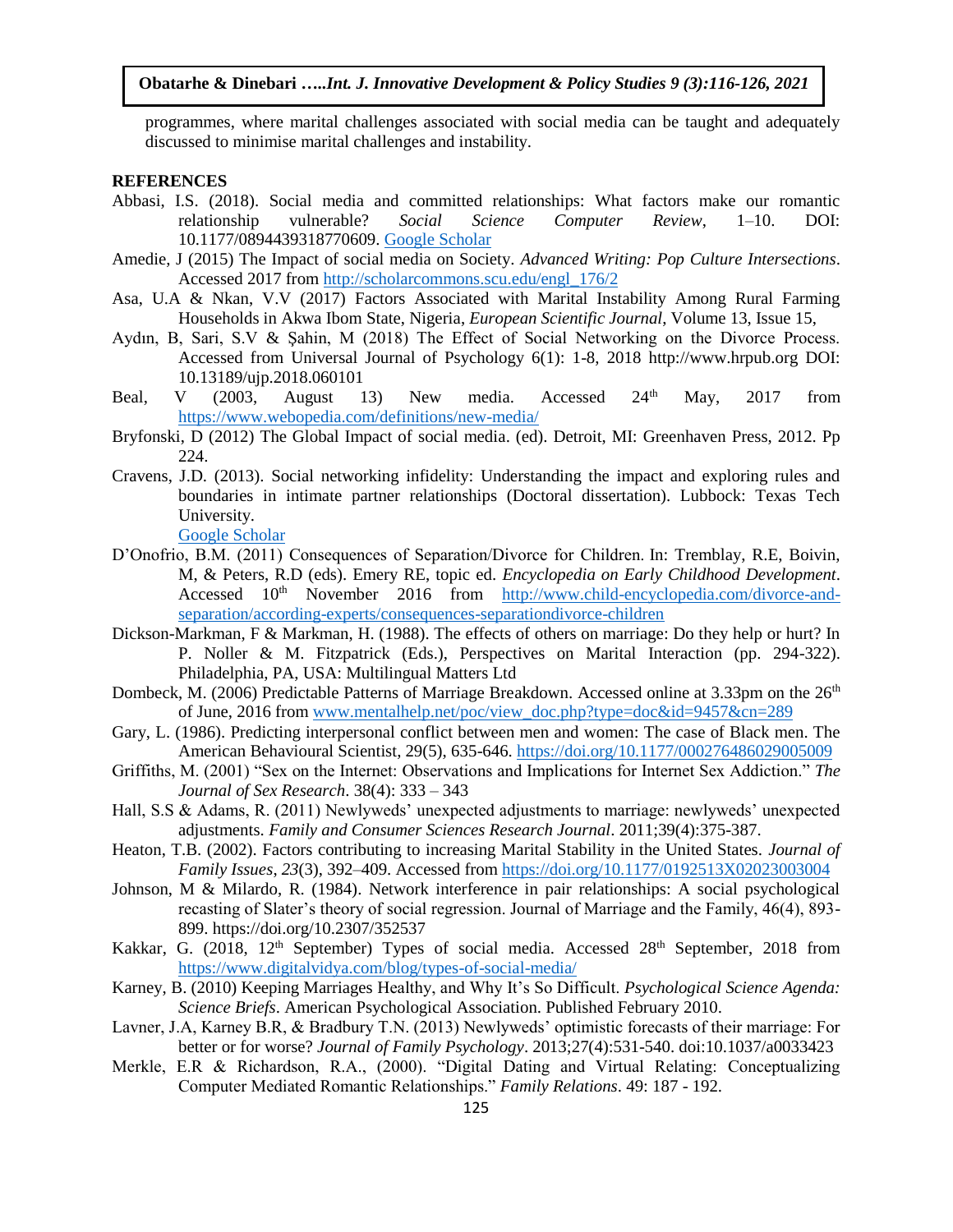programmes, where marital challenges associated with social media can be taught and adequately discussed to minimise marital challenges and instability.

**REFERENCES**

Abbasi, I.S. (2018). Social media and committed relationships: What factors make our romantic relationship vulnerable? *Social Science Computer Review*, 1–10. DOI: 10.1177/0894439318770609. Google Scholar

Amedie, J (2015) The Impact of social media on Society. *Advanced Writing: Pop Culture Intersections*. Accessed 2017 from http://scholarcommons.scu.edu/engl_176/2

Asa, U.A & Nkan, V.V (2017) Factors Associated with Marital Instability Among Rural Farming Households in Akwa Ibom State, Nigeria, *European Scientific Journal*, Volume 13, Issue 15,

Aydın, B, Sari, S.V & Şahin, M (2018) The Effect of Social Networking on the Divorce Process. Accessed from Universal Journal of Psychology 6(1): 1-8, 2018 http://www.hrpub.org DOI: 10.13189/ujp.2018.060101

Beal, V (2003, August 13) New media. Accessed 24th May, 2017 from https://www.webopedia.com/definitions/new-media/

Bryfonski, D (2012) The Global Impact of social media. (ed). Detroit, MI: Greenhaven Press, 2012. Pp 224.

Cravens, J.D. (2013). Social networking infidelity: Understanding the impact and exploring rules and boundaries in intimate partner relationships (Doctoral dissertation). Lubbock: Texas Tech University.
Google Scholar

D'Onofrio, B.M. (2011) Consequences of Separation/Divorce for Children. In: Tremblay, R.E, Boivin, M, & Peters, R.D (eds). Emery RE, topic ed. *Encyclopedia on Early Childhood Development*. Accessed 10th November 2016 from http://www.child-encyclopedia.com/divorce-and-separation/according-experts/consequences-separationdivorce-children

Dickson-Markman, F & Markman, H. (1988). The effects of others on marriage: Do they help or hurt? In P. Noller & M. Fitzpatrick (Eds.), Perspectives on Marital Interaction (pp. 294-322). Philadelphia, PA, USA: Multilingual Matters Ltd

Dombeck, M. (2006) Predictable Patterns of Marriage Breakdown. Accessed online at 3.33pm on the 26th of June, 2016 from www.mentalhelp.net/poc/view_doc.php?type=doc&id=9457&cn=289

Gary, L. (1986). Predicting interpersonal conflict between men and women: The case of Black men. The American Behavioural Scientist, 29(5), 635-646. https://doi.org/10.1177/000276486029005009

Griffiths, M. (2001) "Sex on the Internet: Observations and Implications for Internet Sex Addiction." *The Journal of Sex Research*. 38(4): 333 – 343

Hall, S.S & Adams, R. (2011) Newlyweds' unexpected adjustments to marriage: newlyweds' unexpected adjustments. *Family and Consumer Sciences Research Journal*. 2011;39(4):375-387.

Heaton, T.B. (2002). Factors contributing to increasing Marital Stability in the United States. *Journal of Family Issues*, *23*(3), 392–409. Accessed from https://doi.org/10.1177/0192513X02023003004

Johnson, M & Milardo, R. (1984). Network interference in pair relationships: A social psychological recasting of Slater's theory of social regression. Journal of Marriage and the Family, 46(4), 893-899. https://doi.org/10.2307/352537

Kakkar, G. (2018, 12th September) Types of social media. Accessed 28th September, 2018 from https://www.digitalvidya.com/blog/types-of-social-media/

Karney, B. (2010) Keeping Marriages Healthy, and Why It's So Difficult. *Psychological Science Agenda: Science Briefs*. American Psychological Association. Published February 2010.

Lavner, J.A, Karney B.R, & Bradbury T.N. (2013) Newlyweds' optimistic forecasts of their marriage: For better or for worse? *Journal of Family Psychology*. 2013;27(4):531-540. doi:10.1037/a0033423

Merkle, E.R & Richardson, R.A., (2000). "Digital Dating and Virtual Relating: Conceptualizing Computer Mediated Romantic Relationships." *Family Relations*. 49: 187 - 192.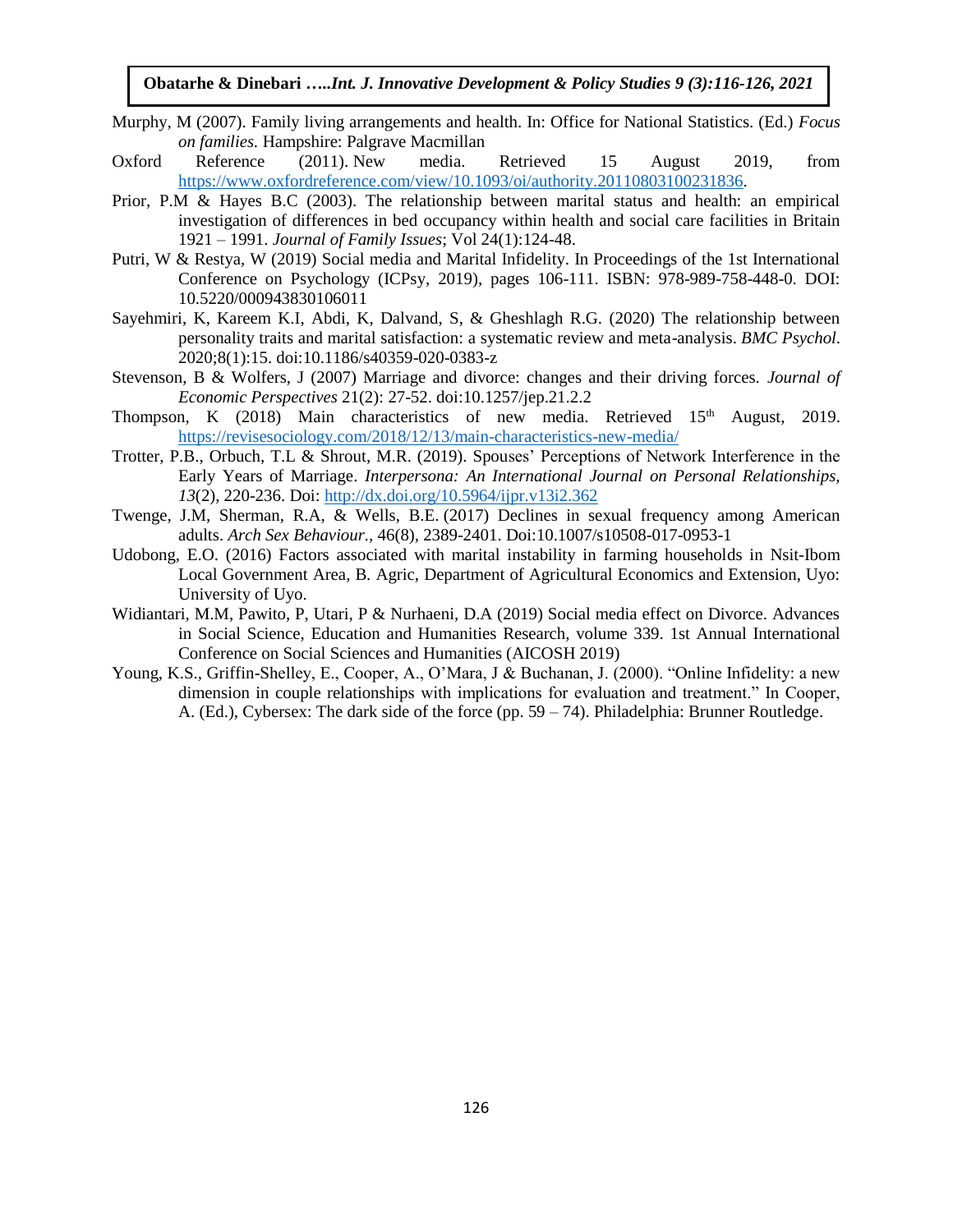Murphy, M (2007). Family living arrangements and health. In: Office for National Statistics. (Ed.) *Focus on families.* Hampshire: Palgrave Macmillan

Oxford Reference (2011). New media. Retrieved 15 August 2019, from https://www.oxfordreference.com/view/10.1093/oi/authority.20110803100231836.

Prior, P.M & Hayes B.C (2003). The relationship between marital status and health: an empirical investigation of differences in bed occupancy within health and social care facilities in Britain 1921 – 1991. *Journal of Family Issues*; Vol 24(1):124-48.

Putri, W & Restya, W (2019) Social media and Marital Infidelity. In Proceedings of the 1st International Conference on Psychology (ICPsy, 2019), pages 106-111. ISBN: 978-989-758-448-0. DOI: 10.5220/000943830106011

Sayehmiri, K, Kareem K.I, Abdi, K, Dalvand, S, & Gheshlagh R.G. (2020) The relationship between personality traits and marital satisfaction: a systematic review and meta-analysis. *BMC Psychol.* 2020;8(1):15. doi:10.1186/s40359-020-0383-z

Stevenson, B & Wolfers, J (2007) Marriage and divorce: changes and their driving forces. *Journal of Economic Perspectives* 21(2): 27-52. doi:10.1257/jep.21.2.2

Thompson, K (2018) Main characteristics of new media. Retrieved 15th August, 2019. https://revisesociology.com/2018/12/13/main-characteristics-new-media/

Trotter, P.B., Orbuch, T.L & Shrout, M.R. (2019). Spouses' Perceptions of Network Interference in the Early Years of Marriage. *Interpersona: An International Journal on Personal Relationships, 13*(2), 220-236. Doi: http://dx.doi.org/10.5964/ijpr.v13i2.362

Twenge, J.M, Sherman, R.A, & Wells, B.E. (2017) Declines in sexual frequency among American adults. *Arch Sex Behaviour.*, 46(8), 2389-2401. Doi:10.1007/s10508-017-0953-1

Udobong, E.O. (2016) Factors associated with marital instability in farming households in Nsit-Ibom Local Government Area, B. Agric, Department of Agricultural Economics and Extension, Uyo: University of Uyo.

Widiantari, M.M, Pawito, P, Utari, P & Nurhaeni, D.A (2019) Social media effect on Divorce. Advances in Social Science, Education and Humanities Research, volume 339. 1st Annual International Conference on Social Sciences and Humanities (AICOSH 2019)

Young, K.S., Griffin-Shelley, E., Cooper, A., O'Mara, J & Buchanan, J. (2000). "Online Infidelity: a new dimension in couple relationships with implications for evaluation and treatment." In Cooper, A. (Ed.), Cybersex: The dark side of the force (pp. 59 – 74). Philadelphia: Brunner Routledge.